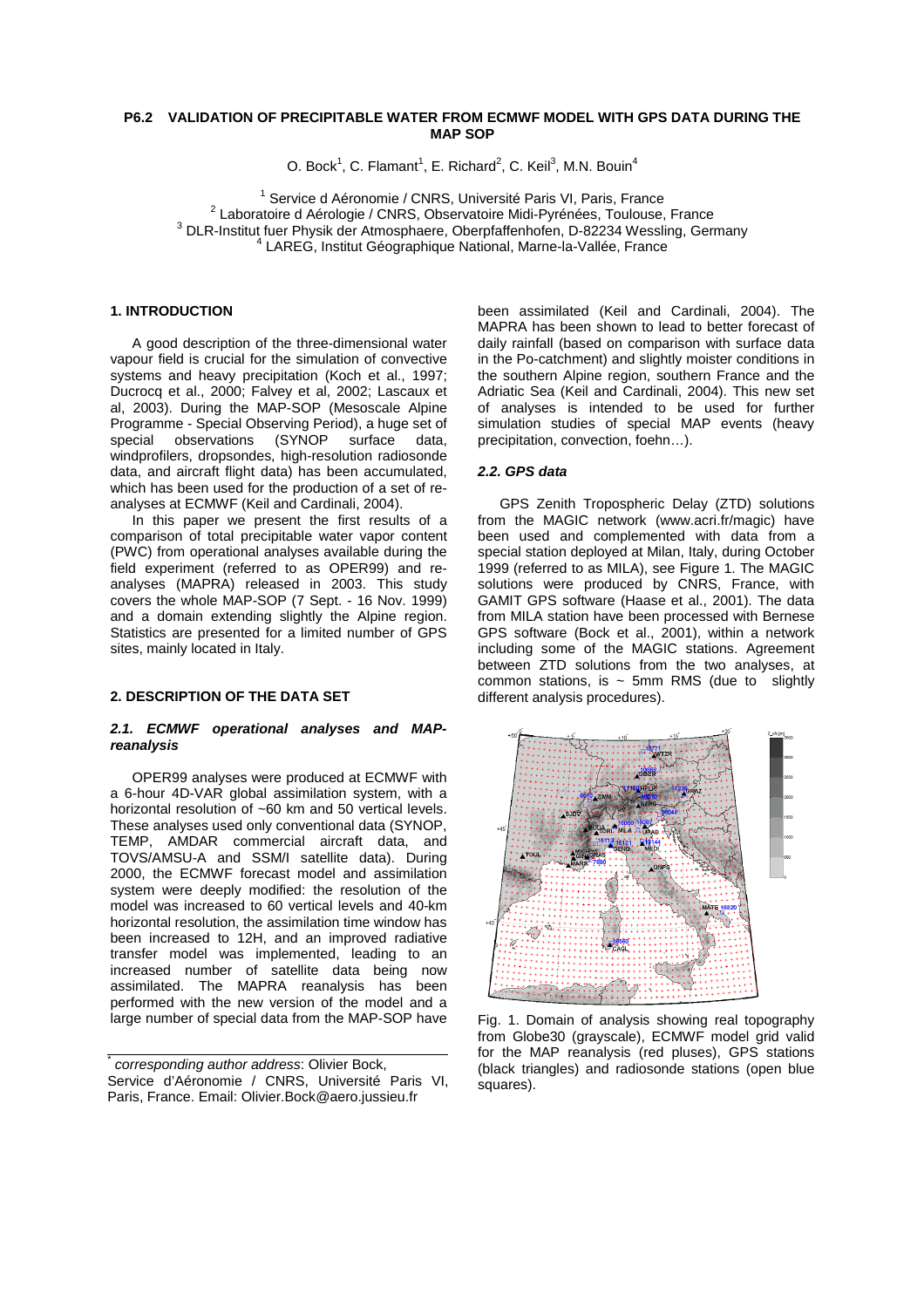# P6.2 VALIDATION OF PRECIPITABLE WATER FROM ECMWF MODEL WITH GPS DATA DURING THE MAP SOP

O. Bock[1], C. Flamant[1], E. Richard[2], C. Keil[3], M.N. Bouin[4]

[1] Service d Aéronomie / CNRS, Université Paris VI, Paris, France
[2] Laboratoire d Aérologie / CNRS, Observatoire Midi-Pyrénées, Toulouse, France
[3] DLR-Institut fuer Physik der Atmosphaere, Oberpfaffenhofen, D-82234 Wessling, Germany
[4] LAREG, Institut Géographique National, Marne-la-Vallée, France

## 1. INTRODUCTION

A good description of the three-dimensional water vapour field is crucial for the simulation of convective systems and heavy precipitation (Koch et al., 1997; Ducrocq et al., 2000; Falvey et al, 2002; Lascaux et al, 2003). During the MAP-SOP (Mesoscale Alpine Programme - Special Observing Period), a huge set of special observations (SYNOP surface data, windprofilers, dropsondes, high-resolution radiosonde data, and aircraft flight data) has been accumulated, which has been used for the production of a set of re-analyses at ECMWF (Keil and Cardinali, 2004).

In this paper we present the first results of a comparison of total precipitable water vapor content (PWC) from operational analyses available during the field experiment (referred to as OPER99) and re-analyses (MAPRA) released in 2003. This study covers the whole MAP-SOP (7 Sept. - 16 Nov. 1999) and a domain extending slightly the Alpine region. Statistics are presented for a limited number of GPS sites, mainly located in Italy.

## 2. DESCRIPTION OF THE DATA SET

### *2.1. ECMWF operational analyses and MAP-reanalysis*

OPER99 analyses were produced at ECMWF with a 6-hour 4D-VAR global assimilation system, with a horizontal resolution of ~60 km and 50 vertical levels. These analyses used only conventional data (SYNOP, TEMP, AMDAR commercial aircraft data, and TOVS/AMSU-A and SSM/I satellite data). During 2000, the ECMWF forecast model and assimilation system were deeply modified: the resolution of the model was increased to 60 vertical levels and 40-km horizontal resolution, the assimilation time window has been increased to 12H, and an improved radiative transfer model was implemented, leading to an increased number of satellite data being now assimilated. The MAPRA reanalysis has been performed with the new version of the model and a large number of special data from the MAP-SOP have been assimilated (Keil and Cardinali, 2004). The MAPRA has been shown to lead to better forecast of daily rainfall (based on comparison with surface data in the Po-catchment) and slightly moister conditions in the southern Alpine region, southern France and the Adriatic Sea (Keil and Cardinali, 2004). This new set of analyses is intended to be used for further simulation studies of special MAP events (heavy precipitation, convection, foehn…).

### *2.2. GPS data*

GPS Zenith Tropospheric Delay (ZTD) solutions from the MAGIC network (www.acri.fr/magic) have been used and complemented with data from a special station deployed at Milan, Italy, during October 1999 (referred to as MILA), see Figure 1. The MAGIC solutions were produced by CNRS, France, with GAMIT GPS software (Haase et al., 2001). The data from MILA station have been processed with Bernese GPS software (Bock et al., 2001), within a network including some of the MAGIC stations. Agreement between ZTD solutions from the two analyses, at common stations, is ~ 5mm RMS (due to slightly different analysis procedures).

Fig. 1. Domain of analysis showing real topography from Globe30 (grayscale), ECMWF model grid valid for the MAP reanalysis (red pluses), GPS stations (black triangles) and radiosonde stations (open blue squares).

*corresponding author address*: Olivier Bock, Service d'Aéronomie / CNRS, Université Paris VI, Paris, France. Email: Olivier.Bock@aero.jussieu.fr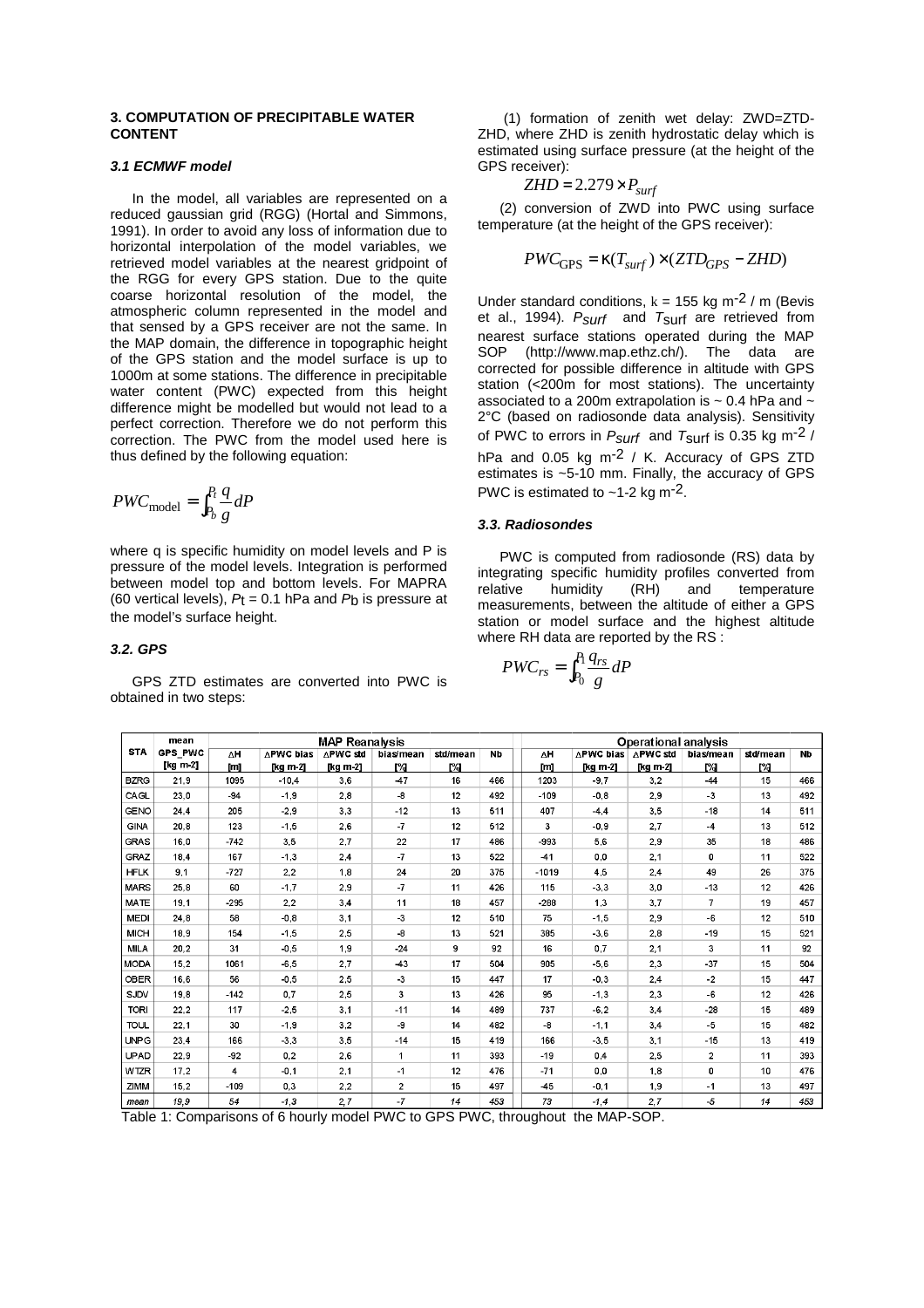## 3. COMPUTATION OF PRECIPITABLE WATER CONTENT

### 3.1 ECMWF model

In the model, all variables are represented on a reduced gaussian grid (RGG) (Hortal and Simmons, 1991). In order to avoid any loss of information due to horizontal interpolation of the model variables, we retrieved model variables at the nearest gridpoint of the RGG for every GPS station. Due to the quite coarse horizontal resolution of the model, the atmospheric column represented in the model and that sensed by a GPS receiver are not the same. In the MAP domain, the difference in topographic height of the GPS station and the model surface is up to 1000m at some stations. The difference in precipitable water content (PWC) expected from this height difference might be modelled but would not lead to a perfect correction. Therefore we do not perform this correction. The PWC from the model used here is thus defined by the following equation:

$$PWC_{\text{model}} = \int_{P_b}^{P_t} \frac{q}{g} dP$$

where q is specific humidity on model levels and P is pressure of the model levels. Integration is performed between model top and bottom levels. For MAPRA (60 vertical levels), $P_t$ = 0.1 hPa and $P_b$ is pressure at the model's surface height.

### 3.2. GPS

GPS ZTD estimates are converted into PWC is obtained in two steps:

(1) formation of zenith wet delay: ZWD=ZTD-ZHD, where ZHD is zenith hydrostatic delay which is estimated using surface pressure (at the height of the GPS receiver):

$$ZHD = 2.279 \times P_{surf}$$

(2) conversion of ZWD into PWC using surface temperature (at the height of the GPS receiver):

$$PWC_{\text{GPS}} = \kappa(T_{surf}) \times (ZTD_{GPS} - ZHD)$$

Under standard conditions, $\kappa$ = 155 kg m$^{-2}$ / m (Bevis et al., 1994). $P_{surf}$ and $T_{surf}$ are retrieved from nearest surface stations operated during the MAP SOP (http://www.map.ethz.ch/). The data are corrected for possible difference in altitude with GPS station (<200m for most stations). The uncertainty associated to a 200m extrapolation is ~ 0.4 hPa and ~ 2°C (based on radiosonde data analysis). Sensitivity of PWC to errors in $P_{surf}$ and $T_{surf}$ is 0.35 kg m$^{-2}$ / hPa and 0.05 kg m$^{-2}$ / K. Accuracy of GPS ZTD estimates is ~5-10 mm. Finally, the accuracy of GPS PWC is estimated to ~1-2 kg m$^{-2}$.

### 3.3. Radiosondes

PWC is computed from radiosonde (RS) data by integrating specific humidity profiles converted from relative humidity (RH) and temperature measurements, between the altitude of either a GPS station or model surface and the highest altitude where RH data are reported by the RS :

$$PWC_{rs} = \int_{P_0}^{P_1} \frac{q_{rs}}{g} dP$$

| STA | mean GPS_PWC [kg m-2] | MAP Reanalysis ΔH [m] | ΔPWC bias [kg m-2] | ΔPWC std [kg m-2] | bias/mean [%] | std/mean [%] | Nb | Operational analysis ΔH [m] | ΔPWC bias [kg m-2] | ΔPWC std [kg m-2] | bias/mean [%] | std/mean [%] | Nb |
|---|---|---|---|---|---|---|---|---|---|---|---|---|---|
| BZRG | 21,9 | 1095 | -10,4 | 3,6 | -47 | 16 | 466 | 1203 | -9,7 | 3,2 | -44 | 15 | 466 |
| CAGL | 23,0 | -94 | -1,9 | 2,8 | -8 | 12 | 492 | -109 | -0,8 | 2,9 | -3 | 13 | 492 |
| GENO | 24,4 | 205 | -2,9 | 3,3 | -12 | 13 | 511 | 407 | -4,4 | 3,5 | -18 | 14 | 511 |
| GINA | 20,8 | 123 | -1,5 | 2,6 | -7 | 12 | 512 | 3 | -0,9 | 2,7 | -4 | 13 | 512 |
| GRAS | 16,0 | -742 | 3,5 | 2,7 | 22 | 17 | 486 | -993 | 5,6 | 2,9 | 35 | 18 | 486 |
| GRAZ | 18,4 | 167 | -1,3 | 2,4 | -7 | 13 | 522 | -41 | 0,0 | 2,1 | 0 | 11 | 522 |
| HFLK | 9,1 | -727 | 2,2 | 1,8 | 24 | 20 | 375 | -1019 | 4,5 | 2,4 | 49 | 26 | 375 |
| MARS | 25,8 | 60 | -1,7 | 2,9 | -7 | 11 | 426 | 115 | -3,3 | 3,0 | -13 | 12 | 426 |
| MATE | 19,1 | -295 | 2,2 | 3,4 | 11 | 18 | 457 | -288 | 1,3 | 3,7 | 7 | 19 | 457 |
| MEDI | 24,8 | 58 | -0,8 | 3,1 | -3 | 12 | 510 | 75 | -1,5 | 2,9 | -6 | 12 | 510 |
| MICH | 18,9 | 154 | -1,5 | 2,5 | -8 | 13 | 521 | 385 | -3,6 | 2,8 | -19 | 15 | 521 |
| MILA | 20,2 | 31 | -0,5 | 1,9 | -24 | 9 | 92 | 16 | 0,7 | 2,1 | 3 | 11 | 92 |
| MODA | 15,2 | 1061 | -6,5 | 2,7 | -43 | 17 | 504 | 905 | -5,6 | 2,3 | -37 | 15 | 504 |
| OBER | 16,6 | 56 | -0,5 | 2,5 | -3 | 15 | 447 | 17 | -0,3 | 2,4 | -2 | 15 | 447 |
| SJDV | 19,8 | -142 | 0,7 | 2,5 | 3 | 13 | 426 | 95 | -1,3 | 2,3 | -6 | 12 | 426 |
| TORI | 22,2 | 117 | -2,5 | 3,1 | -11 | 14 | 489 | 737 | -6,2 | 3,4 | -28 | 15 | 489 |
| TOUL | 22,1 | 30 | -1,9 | 3,2 | -9 | 14 | 482 | -8 | -1,1 | 3,4 | -5 | 15 | 482 |
| UNPG | 23,4 | 166 | -3,3 | 3,5 | -14 | 15 | 419 | 166 | -3,5 | 3,1 | -15 | 13 | 419 |
| UPAD | 22,9 | -92 | 0,2 | 2,6 | 1 | 11 | 393 | -19 | 0,4 | 2,5 | 2 | 11 | 393 |
| WTZR | 17,2 | 4 | -0,1 | 2,1 | -1 | 12 | 476 | -71 | 0,0 | 1,8 | 0 | 10 | 476 |
| ZIMM | 15,2 | -109 | 0,3 | 2,2 | 2 | 15 | 497 | -45 | -0,1 | 1,9 | -1 | 13 | 497 |
| *mean* | *19,9* | *54* | *-1,3* | *2,7* | *-7* | *14* | *453* | *73* | *-1,4* | *2,7* | *-5* | *14* | *453* |

Table 1: Comparisons of 6 hourly model PWC to GPS PWC, throughout the MAP-SOP.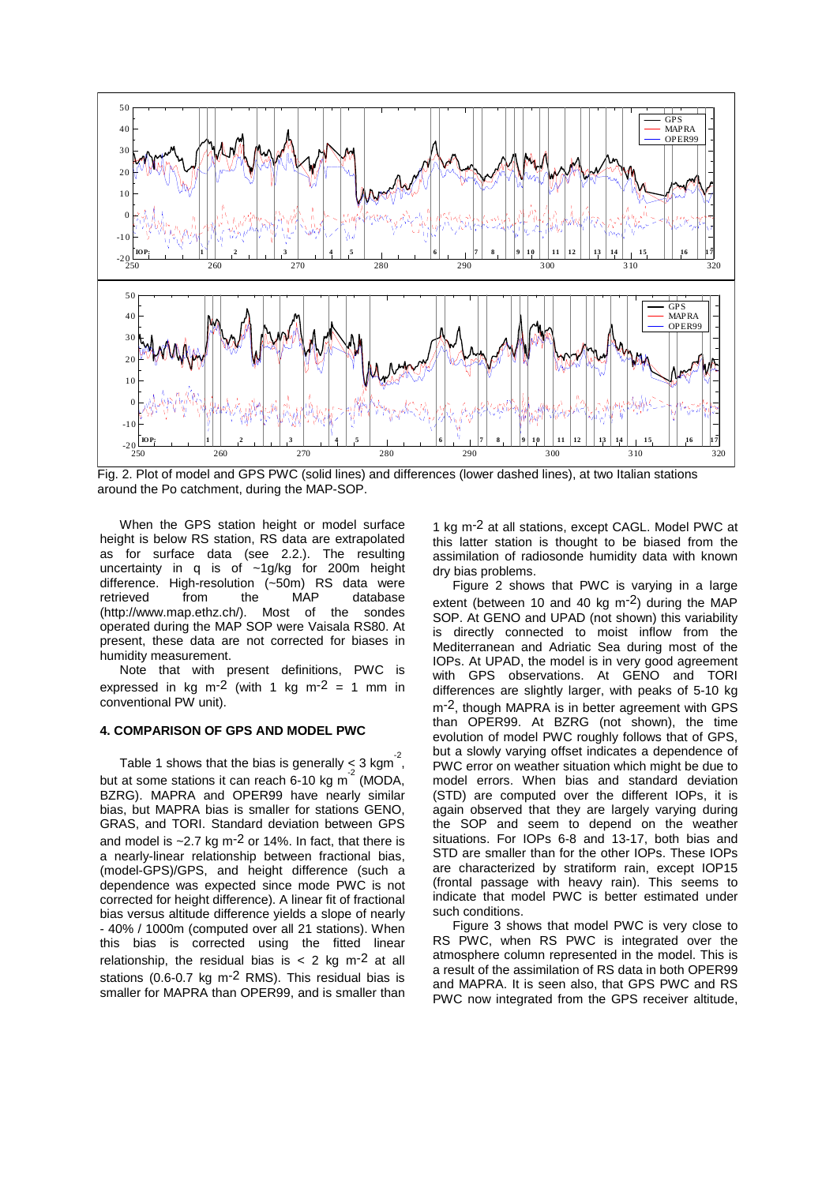Fig. 2. Plot of model and GPS PWC (solid lines) and differences (lower dashed lines), at two Italian stations around the Po catchment, during the MAP-SOP.

When the GPS station height or model surface height is below RS station, RS data are extrapolated as for surface data (see 2.2.). The resulting uncertainty in q is of ~1g/kg for 200m height difference. High-resolution (~50m) RS data were retrieved from the MAP database (http://www.map.ethz.ch/). Most of the sondes operated during the MAP SOP were Vaisala RS80. At present, these data are not corrected for biases in humidity measurement.

Note that with present definitions, PWC is expressed in kg m$^{-2}$ (with 1 kg m$^{-2}$ = 1 mm in conventional PW unit).

#### 4. COMPARISON OF GPS AND MODEL PWC

Table 1 shows that the bias is generally $\leq$ 3 kgm$^{-2}$, but at some stations it can reach 6-10 kg m$^{-2}$ (MODA, BZRG). MAPRA and OPER99 have nearly similar bias, but MAPRA bias is smaller for stations GENO, GRAS, and TORI. Standard deviation between GPS and model is ~2.7 kg m$^{-2}$ or 14%. In fact, that there is a nearly-linear relationship between fractional bias, (model-GPS)/GPS, and height difference (such a dependence was expected since mode PWC is not corrected for height difference). A linear fit of fractional bias versus altitude difference yields a slope of nearly - 40% / 1000m (computed over all 21 stations). When this bias is corrected using the fitted linear relationship, the residual bias is < 2 kg m$^{-2}$ at all stations (0.6-0.7 kg m$^{-2}$ RMS). This residual bias is smaller for MAPRA than OPER99, and is smaller than 1 kg m$^{-2}$ at all stations, except CAGL. Model PWC at this latter station is thought to be biased from the assimilation of radiosonde humidity data with known dry bias problems.

Figure 2 shows that PWC is varying in a large extent (between 10 and 40 kg m$^{-2}$) during the MAP SOP. At GENO and UPAD (not shown) this variability is directly connected to moist inflow from the Mediterranean and Adriatic Sea during most of the IOPs. At UPAD, the model is in very good agreement with GPS observations. At GENO and TORI differences are slightly larger, with peaks of 5-10 kg m$^{-2}$, though MAPRA is in better agreement with GPS than OPER99. At BZRG (not shown), the time evolution of model PWC roughly follows that of GPS, but a slowly varying offset indicates a dependence of PWC error on weather situation which might be due to model errors. When bias and standard deviation (STD) are computed over the different IOPs, it is again observed that they are largely varying during the SOP and seem to depend on the weather situations. For IOPs 6-8 and 13-17, both bias and STD are smaller than for the other IOPs. These IOPs are characterized by stratiform rain, except IOP15 (frontal passage with heavy rain). This seems to indicate that model PWC is better estimated under such conditions.

Figure 3 shows that model PWC is very close to RS PWC, when RS PWC is integrated over the atmosphere column represented in the model. This is a result of the assimilation of RS data in both OPER99 and MAPRA. It is seen also, that GPS PWC and RS PWC now integrated from the GPS receiver altitude,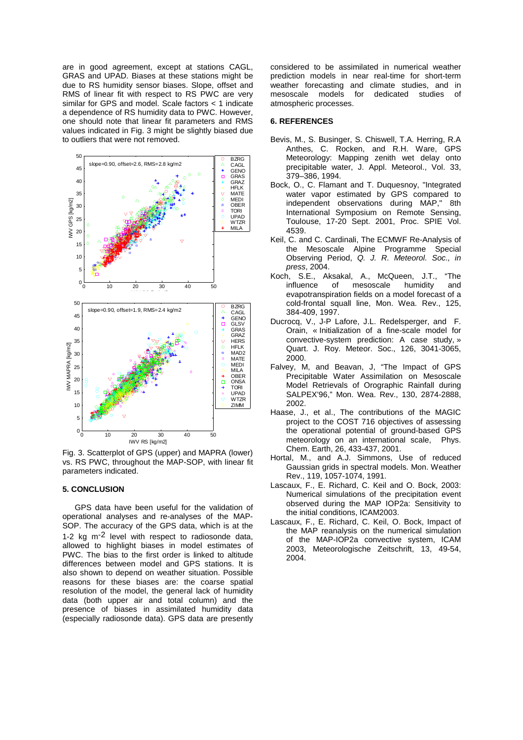are in good agreement, except at stations CAGL, GRAS and UPAD. Biases at these stations might be due to RS humidity sensor biases. Slope, offset and RMS of linear fit with respect to RS PWC are very similar for GPS and model. Scale factors < 1 indicate a dependence of RS humidity data to PWC. However, one should note that linear fit parameters and RMS values indicated in Fig. 3 might be slightly biased due to outliers that were not removed.

slope=0.90, offset=2.6, RMS=2.8 kg/m2

IWV GPS [kg/m2]

BZRG
CAGL
GENO
GRAS
GRAZ
HFLK
MATE
MEDI
OBER
TORI
UPAD
WTZR
MILA

slope=0.90, offset=1.9, RMS=2.4 kg/m2

IWV MAPRA [kg/m2]

IWV RS [kg/m2]

BZRG
CAGL
GENO
GLSV
GRAS
GRAZ
HERS
HFLK
MAD2
MATE
MEDI
MILA
OBER
ONSA
TORI
UPAD
WTZR
ZIMM

Fig. 3. Scatterplot of GPS (upper) and MAPRA (lower) vs. RS PWC, throughout the MAP-SOP, with linear fit parameters indicated.

## 5. CONCLUSION

GPS data have been useful for the validation of operational analyses and re-analyses of the MAP-SOP. The accuracy of the GPS data, which is at the 1-2 kg $m^{-2}$ level with respect to radiosonde data, allowed to highlight biases in model estimates of PWC. The bias to the first order is linked to altitude differences between model and GPS stations. It is also shown to depend on weather situation. Possible reasons for these biases are: the coarse spatial resolution of the model, the general lack of humidity data (both upper air and total column) and the presence of biases in assimilated humidity data (especially radiosonde data). GPS data are presently considered to be assimilated in numerical weather prediction models in near real-time for short-term weather forecasting and climate studies, and in mesoscale models for dedicated studies of atmospheric processes.

## 6. REFERENCES

Bevis, M., S. Businger, S. Chiswell, T.A. Herring, R.A Anthes, C. Rocken, and R.H. Ware, GPS Meteorology: Mapping zenith wet delay onto precipitable water, J. Appl. Meteorol., Vol. 33, 379–386, 1994.

Bock, O., C. Flamant and T. Duquesnoy, "Integrated water vapor estimated by GPS compared to independent observations during MAP," 8th International Symposium on Remote Sensing, Toulouse, 17-20 Sept. 2001, Proc. SPIE Vol. 4539.

Keil, C. and C. Cardinali, The ECMWF Re-Analysis of the Mesoscale Alpine Programme Special Observing Period, *Q. J. R. Meteorol. Soc., in press*, 2004.

Koch, S.E., Aksakal, A., McQueen, J.T., "The influence of mesoscale humidity and evapotranspiration fields on a model forecast of a cold-frontal squall line, Mon. Wea. Rev., 125, 384-409, 1997.

Ducrocq, V., J-P Lafore, J.L. Redelsperger, and F. Orain, « Initialization of a fine-scale model for convective-system prediction: A case study, » Quart. J. Roy. Meteor. Soc., 126, 3041-3065, 2000.

Falvey, M, and Beavan, J, "The Impact of GPS Precipitable Water Assimilation on Mesoscale Model Retrievals of Orographic Rainfall during SALPEX'96," Mon. Wea. Rev., 130, 2874-2888, 2002.

Haase, J., et al., The contributions of the MAGIC project to the COST 716 objectives of assessing the operational potential of ground-based GPS meteorology on an international scale, Phys. Chem. Earth, 26, 433-437, 2001.

Hortal, M., and A.J. Simmons, Use of reduced Gaussian grids in spectral models. Mon. Weather Rev., 119, 1057-1074, 1991.

Lascaux, F., E. Richard, C. Keil and O. Bock, 2003: Numerical simulations of the precipitation event observed during the MAP IOP2a: Sensitivity to the initial conditions, ICAM2003.

Lascaux, F., E. Richard, C. Keil, O. Bock, Impact of the MAP reanalysis on the numerical simulation of the MAP-IOP2a convective system, ICAM 2003, Meteorologische Zeitschrift, 13, 49-54, 2004.